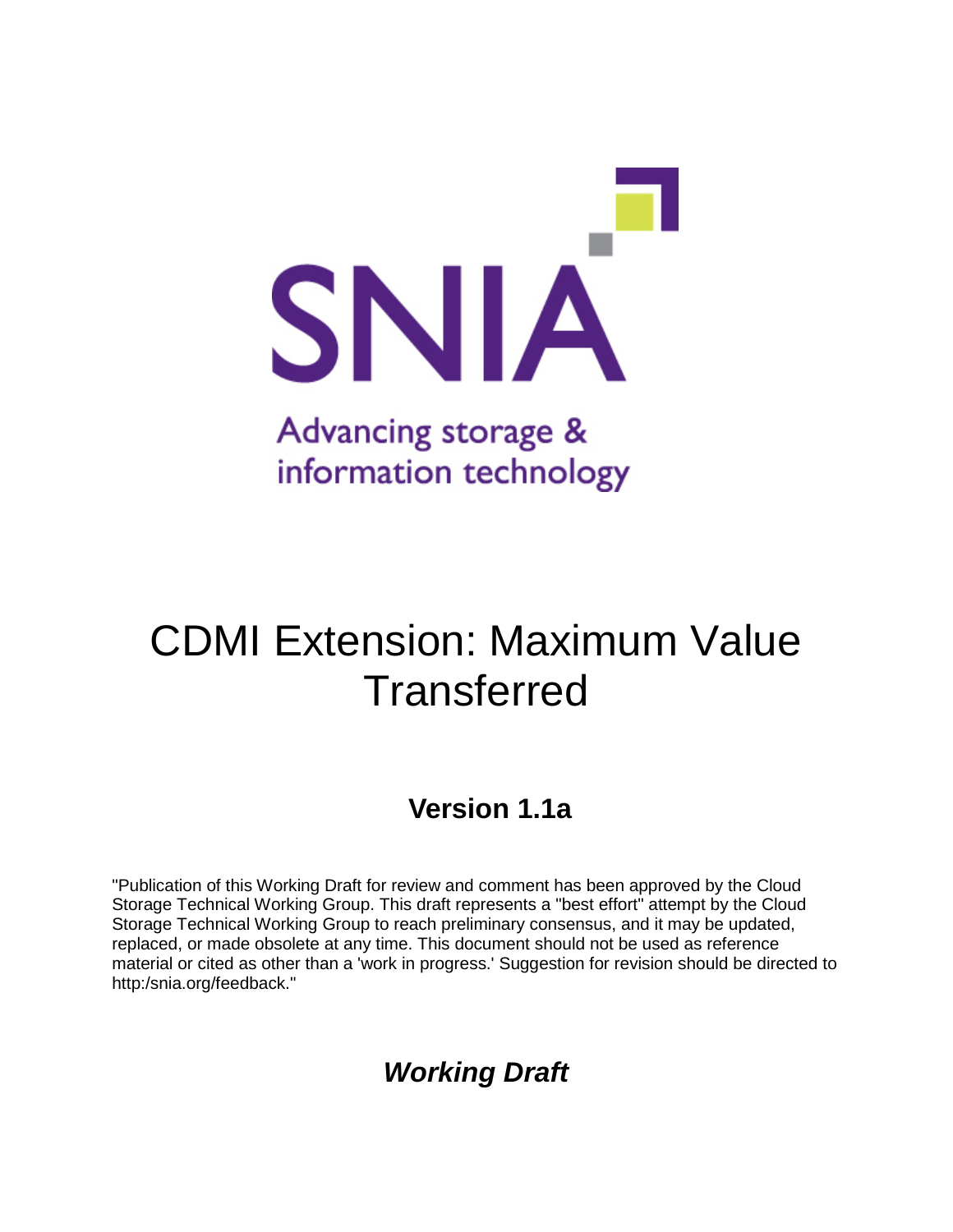SNIA

Advancing storage & information technology

# CDMI Extension: Maximum Value Transferred

## Version 1.1a

"Publication of this Working Draft for review and comment has been approved by the Cloud Storage Technical Working Group. This draft represents a "best effort" attempt by the Cloud Storage Technical Working Group to reach preliminary consensus, and it may be updated, replaced, or made obsolete at any time. This document should not be used as reference material or cited as other than a 'work in progress.' Suggestion for revision should be directed to http:/snia.org/feedback."

***Working Draft***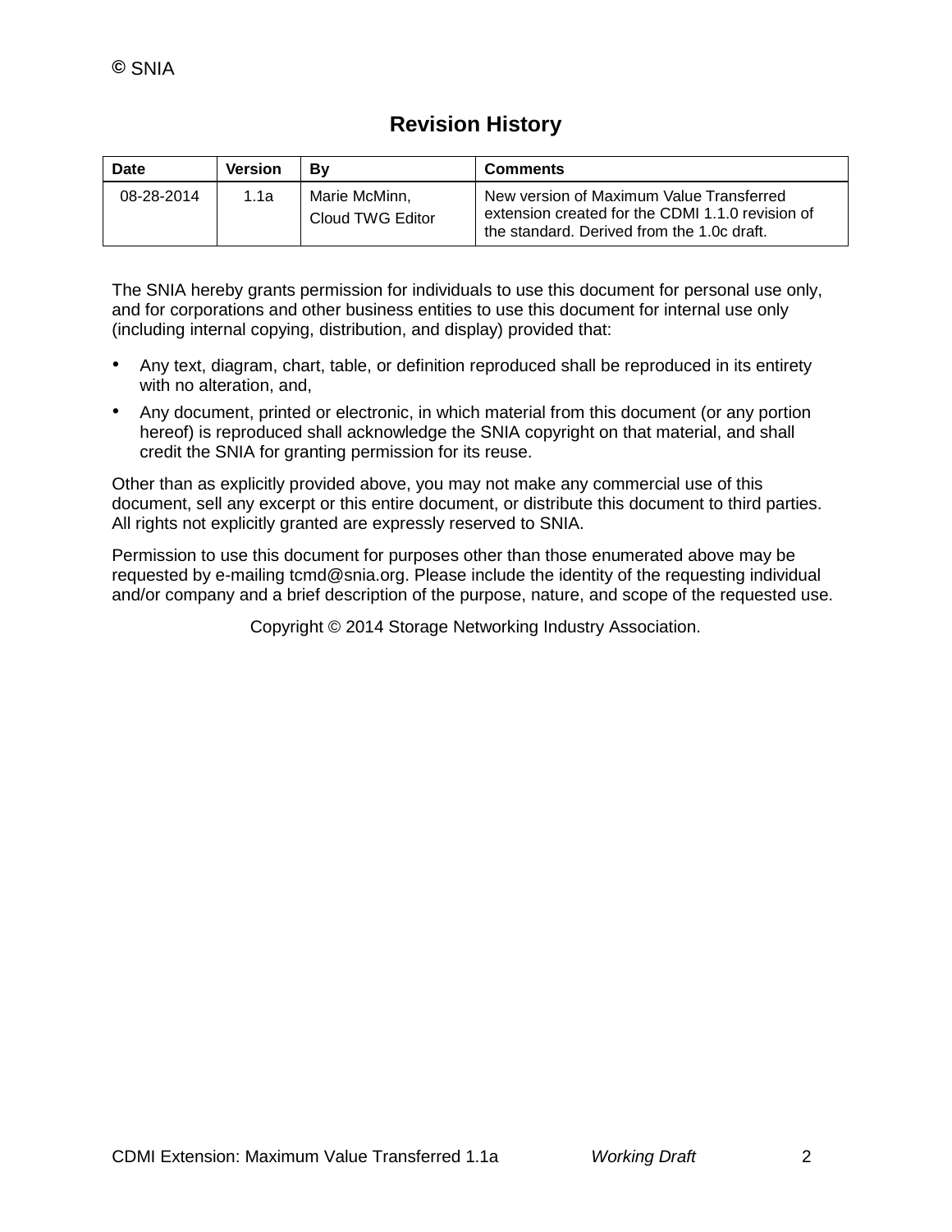© SNIA

## Revision History

| Date | Version | By | Comments |
|---|---|---|---|
| 08-28-2014 | 1.1a | Marie McMinn, Cloud TWG Editor | New version of Maximum Value Transferred extension created for the CDMI 1.1.0 revision of the standard. Derived from the 1.0c draft. |

The SNIA hereby grants permission for individuals to use this document for personal use only, and for corporations and other business entities to use this document for internal use only (including internal copying, distribution, and display) provided that:

- Any text, diagram, chart, table, or definition reproduced shall be reproduced in its entirety with no alteration, and,
- Any document, printed or electronic, in which material from this document (or any portion hereof) is reproduced shall acknowledge the SNIA copyright on that material, and shall credit the SNIA for granting permission for its reuse.

Other than as explicitly provided above, you may not make any commercial use of this document, sell any excerpt or this entire document, or distribute this document to third parties. All rights not explicitly granted are expressly reserved to SNIA.

Permission to use this document for purposes other than those enumerated above may be requested by e-mailing tcmd@snia.org. Please include the identity of the requesting individual and/or company and a brief description of the purpose, nature, and scope of the requested use.

Copyright © 2014 Storage Networking Industry Association.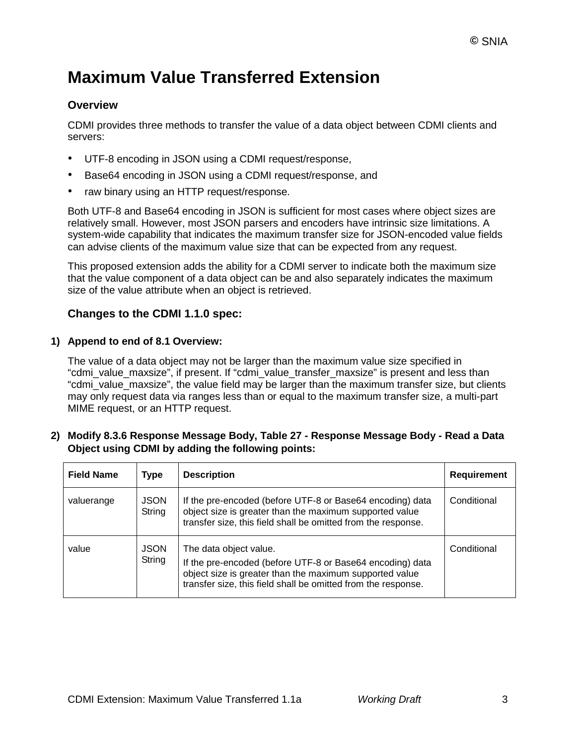# Maximum Value Transferred Extension

## Overview

CDMI provides three methods to transfer the value of a data object between CDMI clients and servers:

- UTF-8 encoding in JSON using a CDMI request/response,
- Base64 encoding in JSON using a CDMI request/response, and
- raw binary using an HTTP request/response.

Both UTF-8 and Base64 encoding in JSON is sufficient for most cases where object sizes are relatively small. However, most JSON parsers and encoders have intrinsic size limitations. A system-wide capability that indicates the maximum transfer size for JSON-encoded value fields can advise clients of the maximum value size that can be expected from any request.

This proposed extension adds the ability for a CDMI server to indicate both the maximum size that the value component of a data object can be and also separately indicates the maximum size of the value attribute when an object is retrieved.

## Changes to the CDMI 1.1.0 spec:

1) **Append to end of 8.1 Overview:**

The value of a data object may not be larger than the maximum value size specified in “cdmi_value_maxsize”, if present. If “cdmi_value_transfer_maxsize” is present and less than “cdmi_value_maxsize”, the value field may be larger than the maximum transfer size, but clients may only request data via ranges less than or equal to the maximum transfer size, a multi-part MIME request, or an HTTP request.

2) **Modify 8.3.6 Response Message Body, Table 27 - Response Message Body - Read a Data Object using CDMI by adding the following points:**

| Field Name | Type | Description | Requirement |
|---|---|---|---|
| valuerange | JSON String | If the pre-encoded (before UTF-8 or Base64 encoding) data object size is greater than the maximum supported value transfer size, this field shall be omitted from the response. | Conditional |
| value | JSON String | The data object value.<br>If the pre-encoded (before UTF-8 or Base64 encoding) data object size is greater than the maximum supported value transfer size, this field shall be omitted from the response. | Conditional |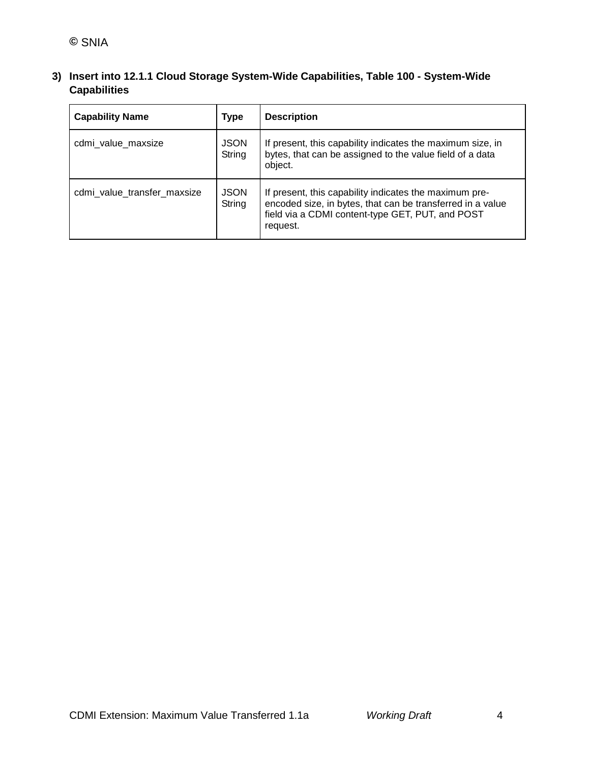**3) Insert into 12.1.1 Cloud Storage System-Wide Capabilities, Table 100 - System-Wide Capabilities**

| Capability Name | Type | Description |
|---|---|---|
| cdmi_value_maxsize | JSON String | If present, this capability indicates the maximum size, in bytes, that can be assigned to the value field of a data object. |
| cdmi_value_transfer_maxsize | JSON String | If present, this capability indicates the maximum pre-encoded size, in bytes, that can be transferred in a value field via a CDMI content-type GET, PUT, and POST request. |